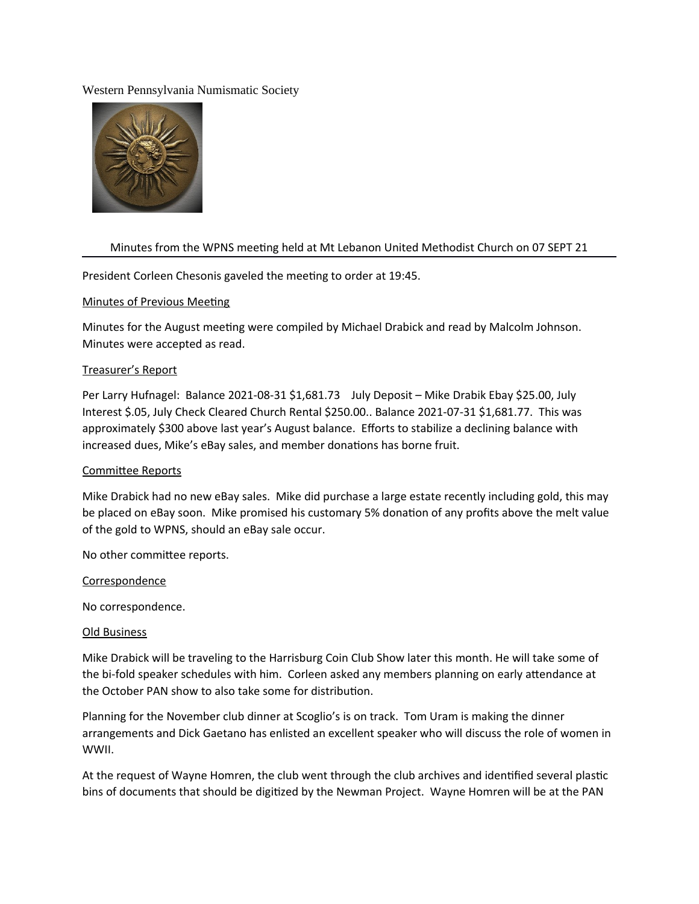Western Pennsylvania Numismatic Society

Minutes from the WPNS meeting held at Mt Lebanon United Methodist Church on 07 SEPT 21

President Corleen Chesonis gaveled the meeting to order at 19:45.

Minutes of Previous Meeting

Minutes for the August meeting were compiled by Michael Drabick and read by Malcolm Johnson. Minutes were accepted as read.

Treasurer's Report

Per Larry Hufnagel: Balance 2021-08-31 $1,681.73 July Deposit – Mike Drabik Ebay $25.00, July Interest $.05, July Check Cleared Church Rental $250.00.. Balance 2021-07-31 $1,681.77. This was approximately $300 above last year's August balance. Efforts to stabilize a declining balance with increased dues, Mike's eBay sales, and member donations has borne fruit.

Committee Reports

Mike Drabick had no new eBay sales. Mike did purchase a large estate recently including gold, this may be placed on eBay soon. Mike promised his customary 5% donation of any profits above the melt value of the gold to WPNS, should an eBay sale occur.

No other committee reports.

Correspondence

No correspondence.

Old Business

Mike Drabick will be traveling to the Harrisburg Coin Club Show later this month. He will take some of the bi-fold speaker schedules with him. Corleen asked any members planning on early attendance at the October PAN show to also take some for distribution.

Planning for the November club dinner at Scoglio's is on track. Tom Uram is making the dinner arrangements and Dick Gaetano has enlisted an excellent speaker who will discuss the role of women in WWII.

At the request of Wayne Homren, the club went through the club archives and identified several plastic bins of documents that should be digitized by the Newman Project. Wayne Homren will be at the PAN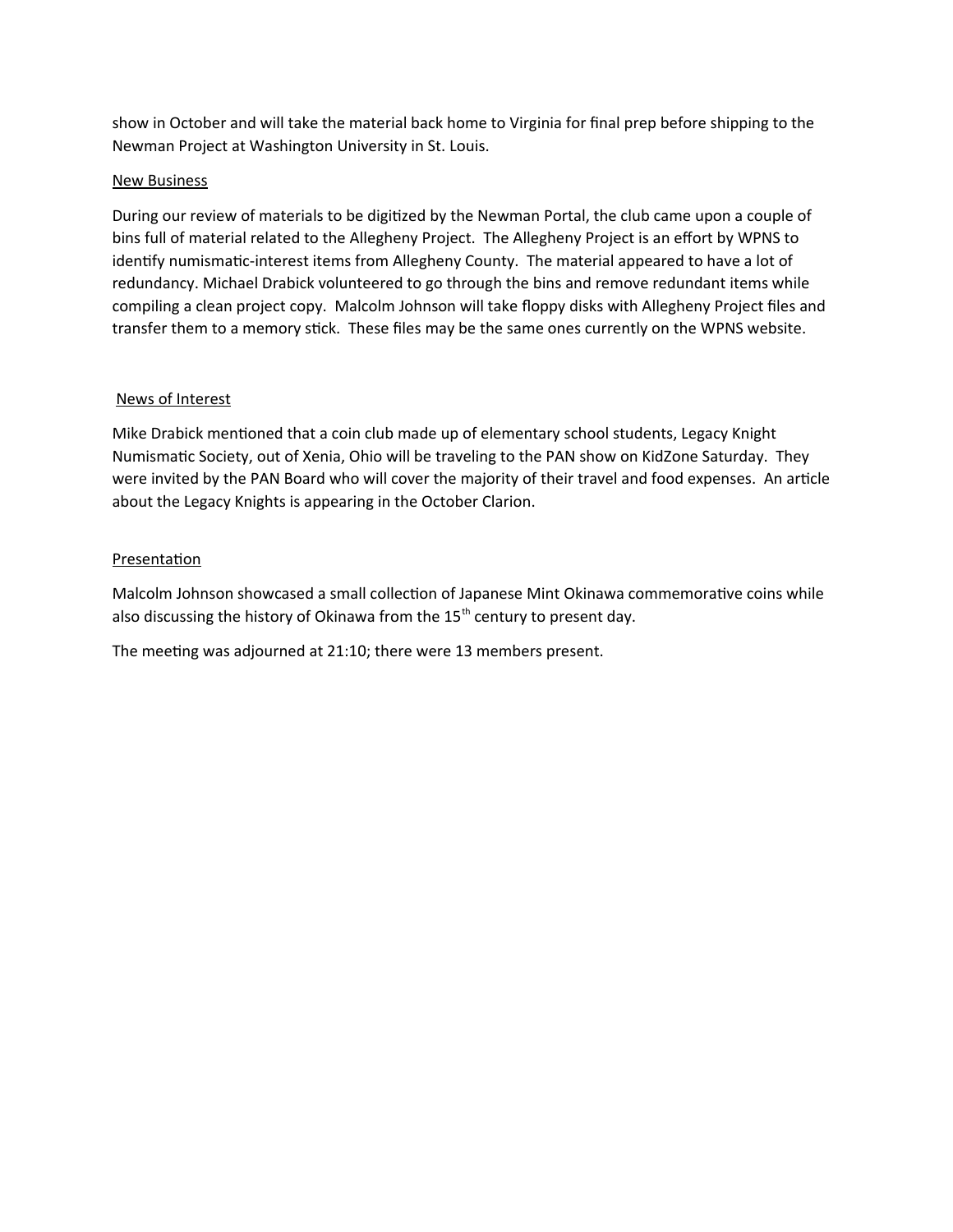show in October and will take the material back home to Virginia for final prep before shipping to the Newman Project at Washington University in St. Louis.

New Business

During our review of materials to be digitized by the Newman Portal, the club came upon a couple of bins full of material related to the Allegheny Project. The Allegheny Project is an effort by WPNS to identify numismatic-interest items from Allegheny County. The material appeared to have a lot of redundancy. Michael Drabick volunteered to go through the bins and remove redundant items while compiling a clean project copy. Malcolm Johnson will take floppy disks with Allegheny Project files and transfer them to a memory stick. These files may be the same ones currently on the WPNS website.

News of Interest

Mike Drabick mentioned that a coin club made up of elementary school students, Legacy Knight Numismatic Society, out of Xenia, Ohio will be traveling to the PAN show on KidZone Saturday. They were invited by the PAN Board who will cover the majority of their travel and food expenses. An article about the Legacy Knights is appearing in the October Clarion.

Presentation

Malcolm Johnson showcased a small collection of Japanese Mint Okinawa commemorative coins while also discussing the history of Okinawa from the $15^{th}$ century to present day.

The meeting was adjourned at 21:10; there were 13 members present.